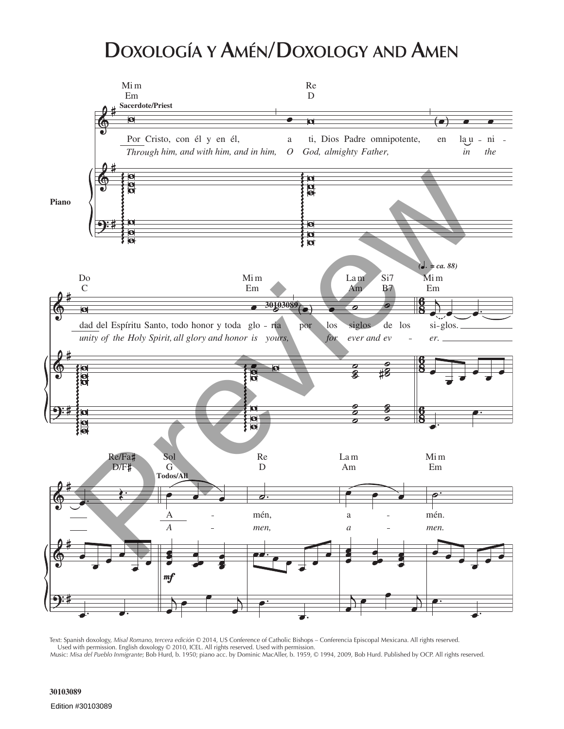# Doxología y Amén/Doxology and Amen

Text: Spanish doxology, *Misal Romano, tercera edición* © 2014, US Conference of Catholic Bishops – Conferencia Episcopal Mexicana. All rights reserved. Used with permission. English doxology © 2010, ICEL. All rights reserved. Used with permission.
Music: *Misa del Pueblo Inmigrante*; Bob Hurd, b. 1950; piano acc. by Dominic MacAller, b. 1959, © 1994, 2009, Bob Hurd. Published by OCP. All rights reserved.

30103089

Edition #30103089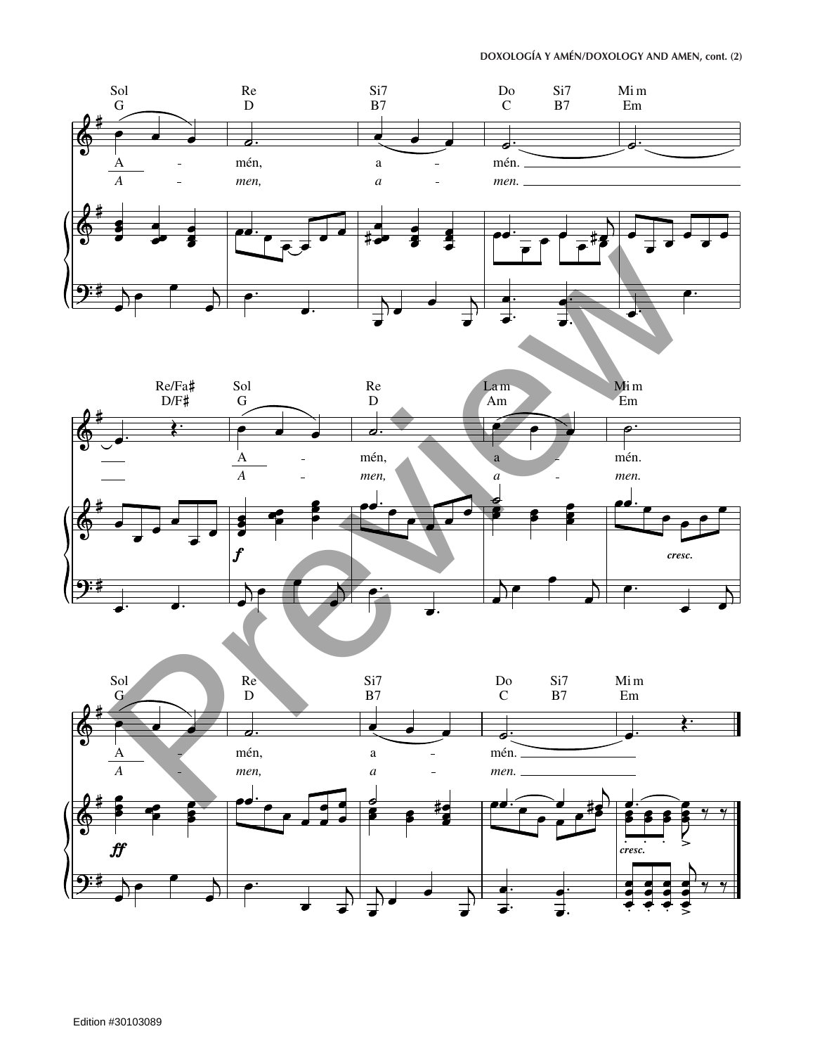Sol G · Re D · Si7 B7 · Do C · Si7 B7 · Mi m Em

A - mén, a - mén.

*A - men, a - men.*

Re/Fa♯ D/F♯ · Sol G · Re D · La m Am · Mi m Em

A - mén, a - mén.

*A - men, a - men.*

*f*

*cresc.*

Sol G · Re D · Si7 B7 · Do C · Si7 B7 · Mi m Em

A - mén, a - mén.

*A - men, a - men.*

*ff*

*cresc.*

Edition #30103089